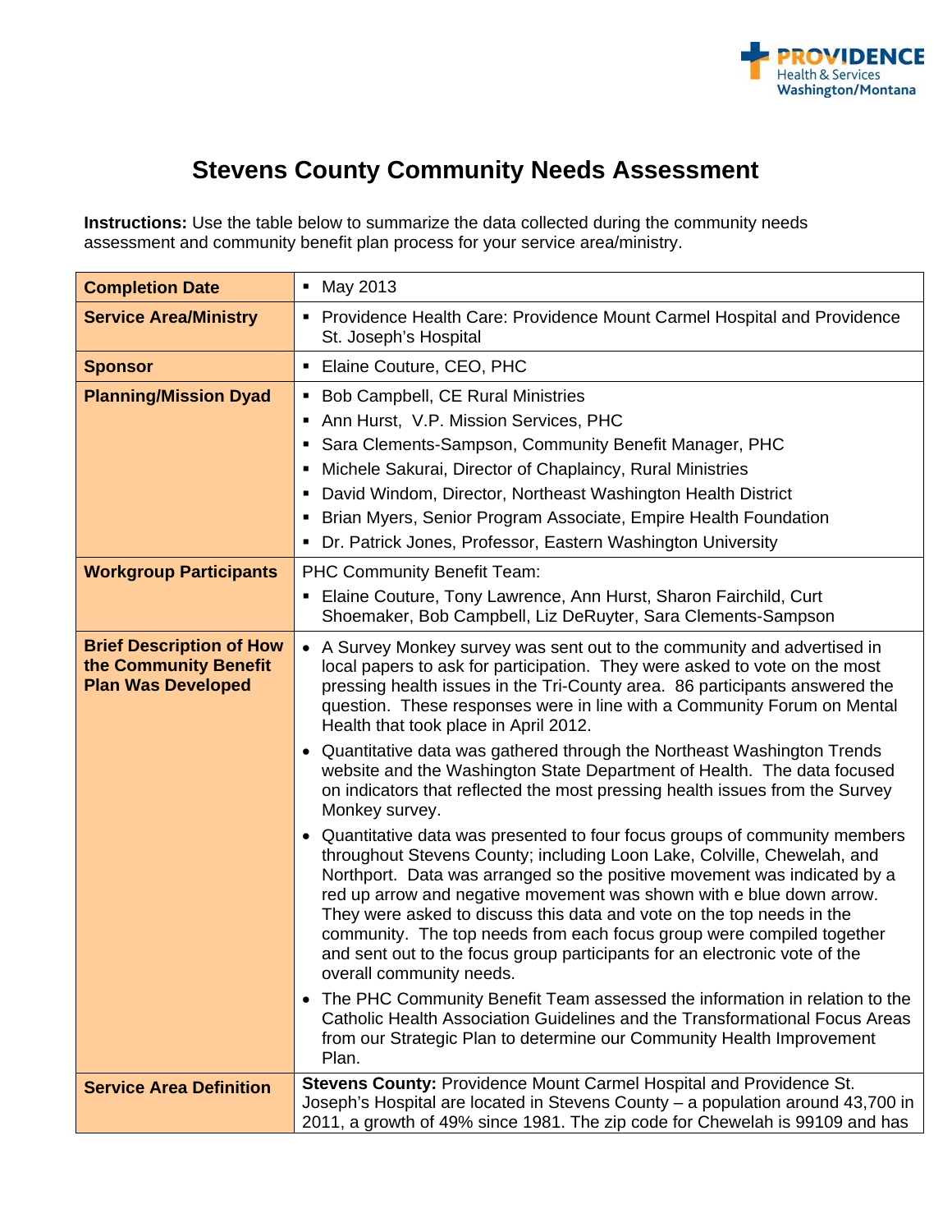# Stevens County Community Needs Assessment

**Instructions:** Use the table below to summarize the data collected during the community needs assessment and community benefit plan process for your service area/ministry.

| | |
|---|---|
| **Completion Date** | ▪ May 2013 |
| **Service Area/Ministry** | ▪ Providence Health Care: Providence Mount Carmel Hospital and Providence St. Joseph's Hospital |
| **Sponsor** | ▪ Elaine Couture, CEO, PHC |
| **Planning/Mission Dyad** | ▪ Bob Campbell, CE Rural Ministries<br>▪ Ann Hurst, V.P. Mission Services, PHC<br>▪ Sara Clements-Sampson, Community Benefit Manager, PHC<br>▪ Michele Sakurai, Director of Chaplaincy, Rural Ministries<br>▪ David Windom, Director, Northeast Washington Health District<br>▪ Brian Myers, Senior Program Associate, Empire Health Foundation<br>▪ Dr. Patrick Jones, Professor, Eastern Washington University |
| **Workgroup Participants** | PHC Community Benefit Team:<br>▪ Elaine Couture, Tony Lawrence, Ann Hurst, Sharon Fairchild, Curt Shoemaker, Bob Campbell, Liz DeRuyter, Sara Clements-Sampson |
| **Brief Description of How the Community Benefit Plan Was Developed** | • A Survey Monkey survey was sent out to the community and advertised in local papers to ask for participation. They were asked to vote on the most pressing health issues in the Tri-County area. 86 participants answered the question. These responses were in line with a Community Forum on Mental Health that took place in April 2012.<br>• Quantitative data was gathered through the Northeast Washington Trends website and the Washington State Department of Health. The data focused on indicators that reflected the most pressing health issues from the Survey Monkey survey.<br>• Quantitative data was presented to four focus groups of community members throughout Stevens County; including Loon Lake, Colville, Chewelah, and Northport. Data was arranged so the positive movement was indicated by a red up arrow and negative movement was shown with e blue down arrow. They were asked to discuss this data and vote on the top needs in the community. The top needs from each focus group were compiled together and sent out to the focus group participants for an electronic vote of the overall community needs.<br>• The PHC Community Benefit Team assessed the information in relation to the Catholic Health Association Guidelines and the Transformational Focus Areas from our Strategic Plan to determine our Community Health Improvement Plan. |
| **Service Area Definition** | **Stevens County:** Providence Mount Carmel Hospital and Providence St. Joseph's Hospital are located in Stevens County – a population around 43,700 in 2011, a growth of 49% since 1981. The zip code for Chewelah is 99109 and has |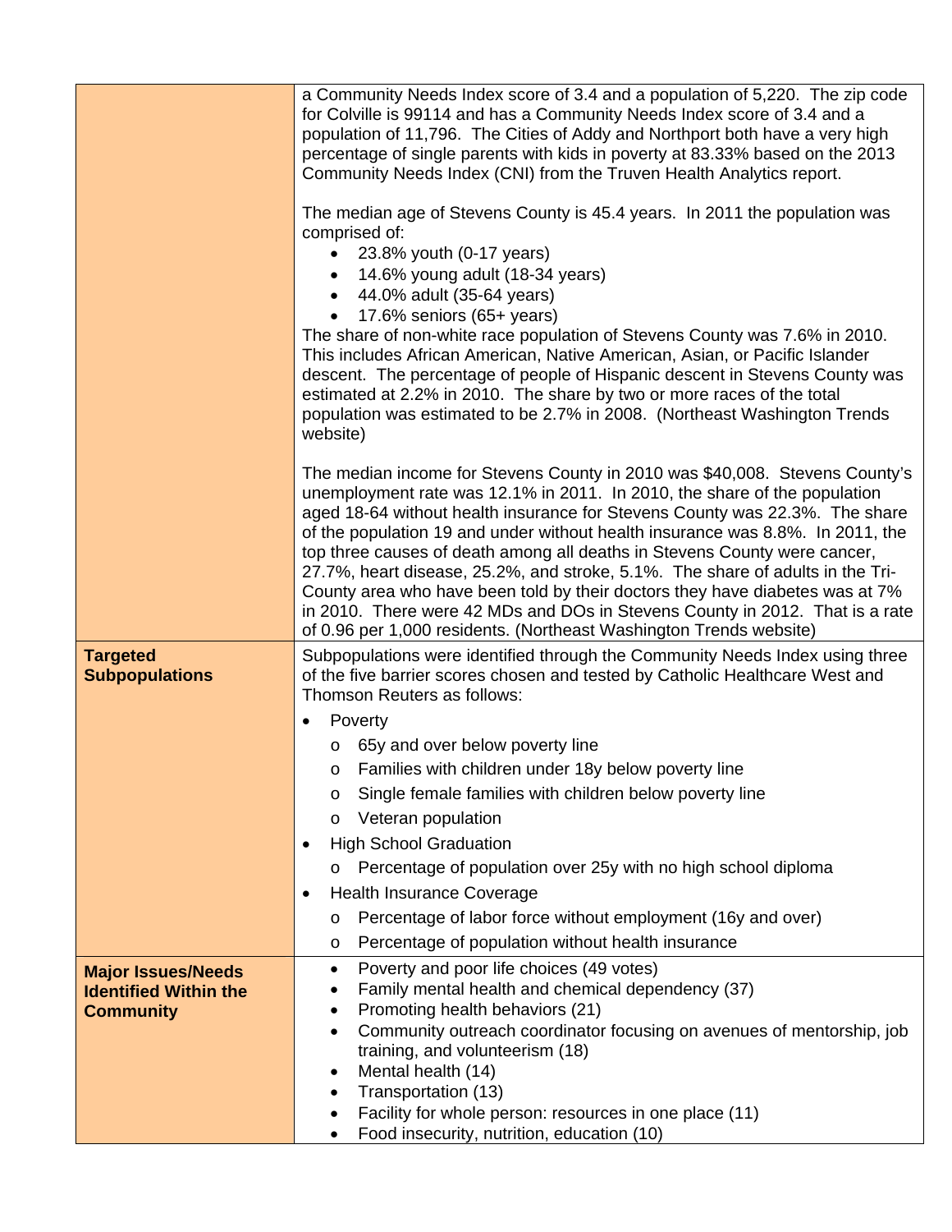| | |
|---|---|
| | a Community Needs Index score of 3.4 and a population of 5,220. The zip code for Colville is 99114 and has a Community Needs Index score of 3.4 and a population of 11,796. The Cities of Addy and Northport both have a very high percentage of single parents with kids in poverty at 83.33% based on the 2013 Community Needs Index (CNI) from the Truven Health Analytics report.<br><br>The median age of Stevens County is 45.4 years. In 2011 the population was comprised of:<br>• 23.8% youth (0-17 years)<br>• 14.6% young adult (18-34 years)<br>• 44.0% adult (35-64 years)<br>• 17.6% seniors (65+ years)<br>The share of non-white race population of Stevens County was 7.6% in 2010. This includes African American, Native American, Asian, or Pacific Islander descent. The percentage of people of Hispanic descent in Stevens County was estimated at 2.2% in 2010. The share by two or more races of the total population was estimated to be 2.7% in 2008. (Northeast Washington Trends website)<br><br>The median income for Stevens County in 2010 was $40,008. Stevens County's unemployment rate was 12.1% in 2011. In 2010, the share of the population aged 18-64 without health insurance for Stevens County was 22.3%. The share of the population 19 and under without health insurance was 8.8%. In 2011, the top three causes of death among all deaths in Stevens County were cancer, 27.7%, heart disease, 25.2%, and stroke, 5.1%. The share of adults in the Tri-County area who have been told by their doctors they have diabetes was at 7% in 2010. There were 42 MDs and DOs in Stevens County in 2012. That is a rate of 0.96 per 1,000 residents. (Northeast Washington Trends website) |
| **Targeted Subpopulations** | Subpopulations were identified through the Community Needs Index using three of the five barrier scores chosen and tested by Catholic Healthcare West and Thomson Reuters as follows:<br>• Poverty<br>&nbsp;&nbsp;o 65y and over below poverty line<br>&nbsp;&nbsp;o Families with children under 18y below poverty line<br>&nbsp;&nbsp;o Single female families with children below poverty line<br>&nbsp;&nbsp;o Veteran population<br>• High School Graduation<br>&nbsp;&nbsp;o Percentage of population over 25y with no high school diploma<br>• Health Insurance Coverage<br>&nbsp;&nbsp;o Percentage of labor force without employment (16y and over)<br>&nbsp;&nbsp;o Percentage of population without health insurance |
| **Major Issues/Needs Identified Within the Community** | • Poverty and poor life choices (49 votes)<br>• Family mental health and chemical dependency (37)<br>• Promoting health behaviors (21)<br>• Community outreach coordinator focusing on avenues of mentorship, job training, and volunteerism (18)<br>• Mental health (14)<br>• Transportation (13)<br>• Facility for whole person: resources in one place (11)<br>• Food insecurity, nutrition, education (10) |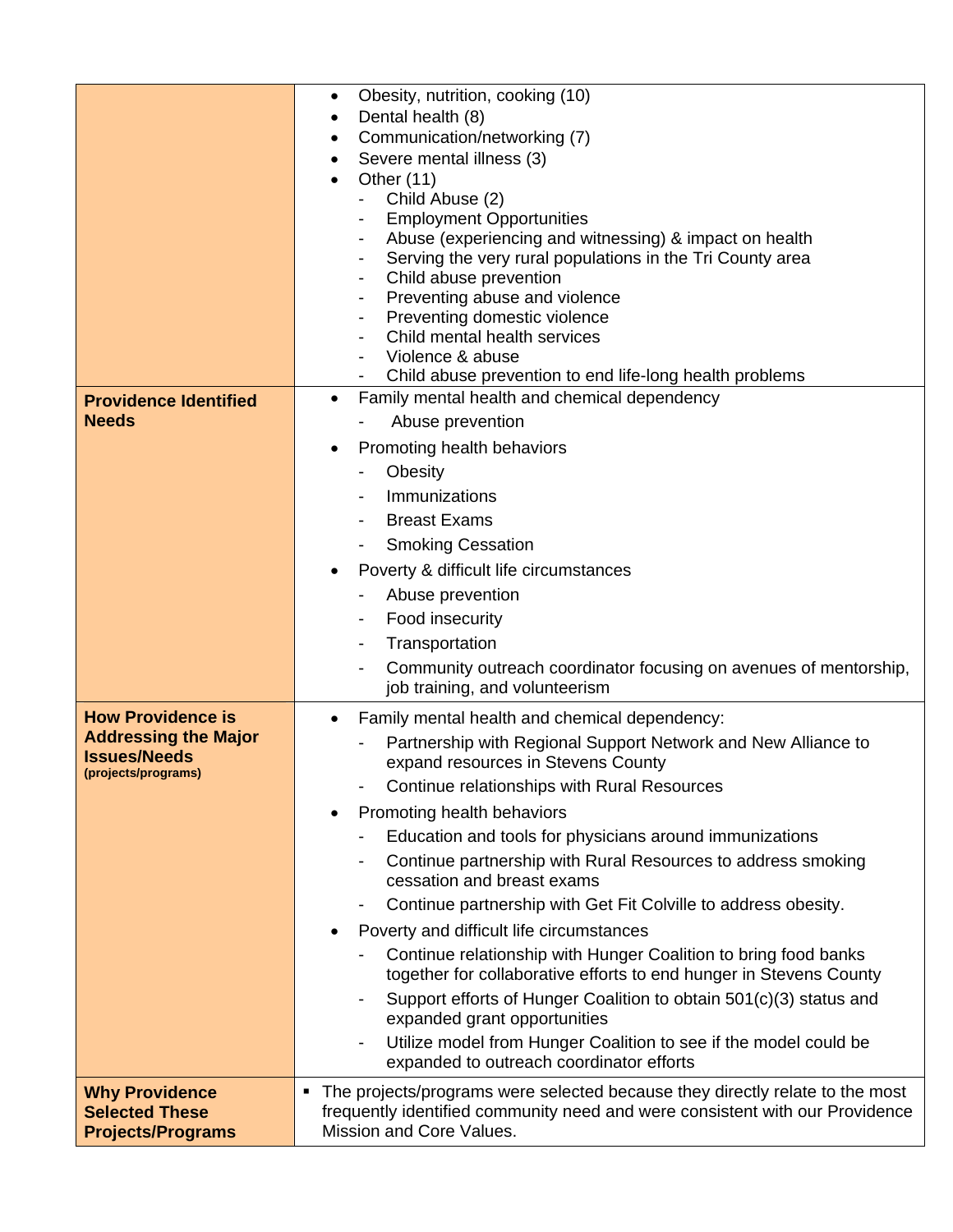| | |
|---|---|
| | • Obesity, nutrition, cooking (10)<br>• Dental health (8)<br>• Communication/networking (7)<br>• Severe mental illness (3)<br>• Other (11)<br>- Child Abuse (2)<br>- Employment Opportunities<br>- Abuse (experiencing and witnessing) & impact on health<br>- Serving the very rural populations in the Tri County area<br>- Child abuse prevention<br>- Preventing abuse and violence<br>- Preventing domestic violence<br>- Child mental health services<br>- Violence & abuse<br>- Child abuse prevention to end life-long health problems |
| **Providence Identified Needs** | • Family mental health and chemical dependency<br>- Abuse prevention<br>• Promoting health behaviors<br>- Obesity<br>- Immunizations<br>- Breast Exams<br>- Smoking Cessation<br>• Poverty & difficult life circumstances<br>- Abuse prevention<br>- Food insecurity<br>- Transportation<br>- Community outreach coordinator focusing on avenues of mentorship, job training, and volunteerism |
| **How Providence is Addressing the Major Issues/Needs** **(projects/programs)** | • Family mental health and chemical dependency:<br>- Partnership with Regional Support Network and New Alliance to expand resources in Stevens County<br>- Continue relationships with Rural Resources<br>• Promoting health behaviors<br>- Education and tools for physicians around immunizations<br>- Continue partnership with Rural Resources to address smoking cessation and breast exams<br>- Continue partnership with Get Fit Colville to address obesity.<br>• Poverty and difficult life circumstances<br>- Continue relationship with Hunger Coalition to bring food banks together for collaborative efforts to end hunger in Stevens County<br>- Support efforts of Hunger Coalition to obtain 501(c)(3) status and expanded grant opportunities<br>- Utilize model from Hunger Coalition to see if the model could be expanded to outreach coordinator efforts |
| **Why Providence Selected These Projects/Programs** | ▪ The projects/programs were selected because they directly relate to the most frequently identified community need and were consistent with our Providence Mission and Core Values. |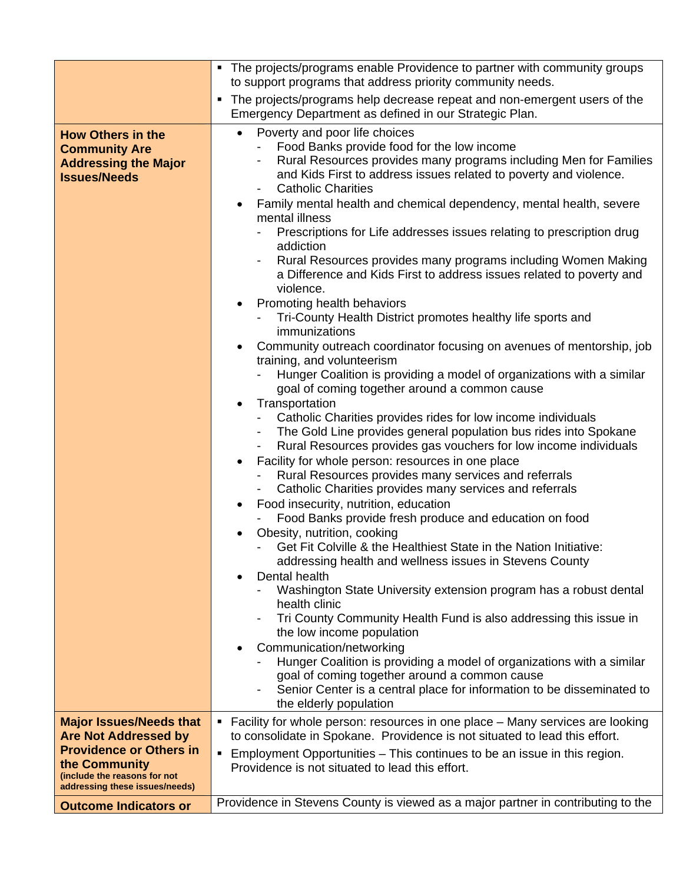| | |
|---|---|
| | ▪ The projects/programs enable Providence to partner with community groups to support programs that address priority community needs.<br>▪ The projects/programs help decrease repeat and non-emergent users of the Emergency Department as defined in our Strategic Plan. |
| **How Others in the Community Are Addressing the Major Issues/Needs** | • Poverty and poor life choices<br>- Food Banks provide food for the low income<br>- Rural Resources provides many programs including Men for Families and Kids First to address issues related to poverty and violence.<br>- Catholic Charities<br>• Family mental health and chemical dependency, mental health, severe mental illness<br>- Prescriptions for Life addresses issues relating to prescription drug addiction<br>- Rural Resources provides many programs including Women Making a Difference and Kids First to address issues related to poverty and violence.<br>• Promoting health behaviors<br>- Tri-County Health District promotes healthy life sports and immunizations<br>• Community outreach coordinator focusing on avenues of mentorship, job training, and volunteerism<br>- Hunger Coalition is providing a model of organizations with a similar goal of coming together around a common cause<br>• Transportation<br>- Catholic Charities provides rides for low income individuals<br>- The Gold Line provides general population bus rides into Spokane<br>- Rural Resources provides gas vouchers for low income individuals<br>• Facility for whole person: resources in one place<br>- Rural Resources provides many services and referrals<br>- Catholic Charities provides many services and referrals<br>• Food insecurity, nutrition, education<br>- Food Banks provide fresh produce and education on food<br>• Obesity, nutrition, cooking<br>- Get Fit Colville & the Healthiest State in the Nation Initiative: addressing health and wellness issues in Stevens County<br>• Dental health<br>- Washington State University extension program has a robust dental health clinic<br>- Tri County Community Health Fund is also addressing this issue in the low income population<br>• Communication/networking<br>- Hunger Coalition is providing a model of organizations with a similar goal of coming together around a common cause<br>- Senior Center is a central place for information to be disseminated to the elderly population |
| **Major Issues/Needs that Are Not Addressed by Providence or Others in the Community** **(include the reasons for not addressing these issues/needs)** | ▪ Facility for whole person: resources in one place – Many services are looking to consolidate in Spokane. Providence is not situated to lead this effort.<br>▪ Employment Opportunities – This continues to be an issue in this region. Providence is not situated to lead this effort. |
| **Outcome Indicators or** | Providence in Stevens County is viewed as a major partner in contributing to the |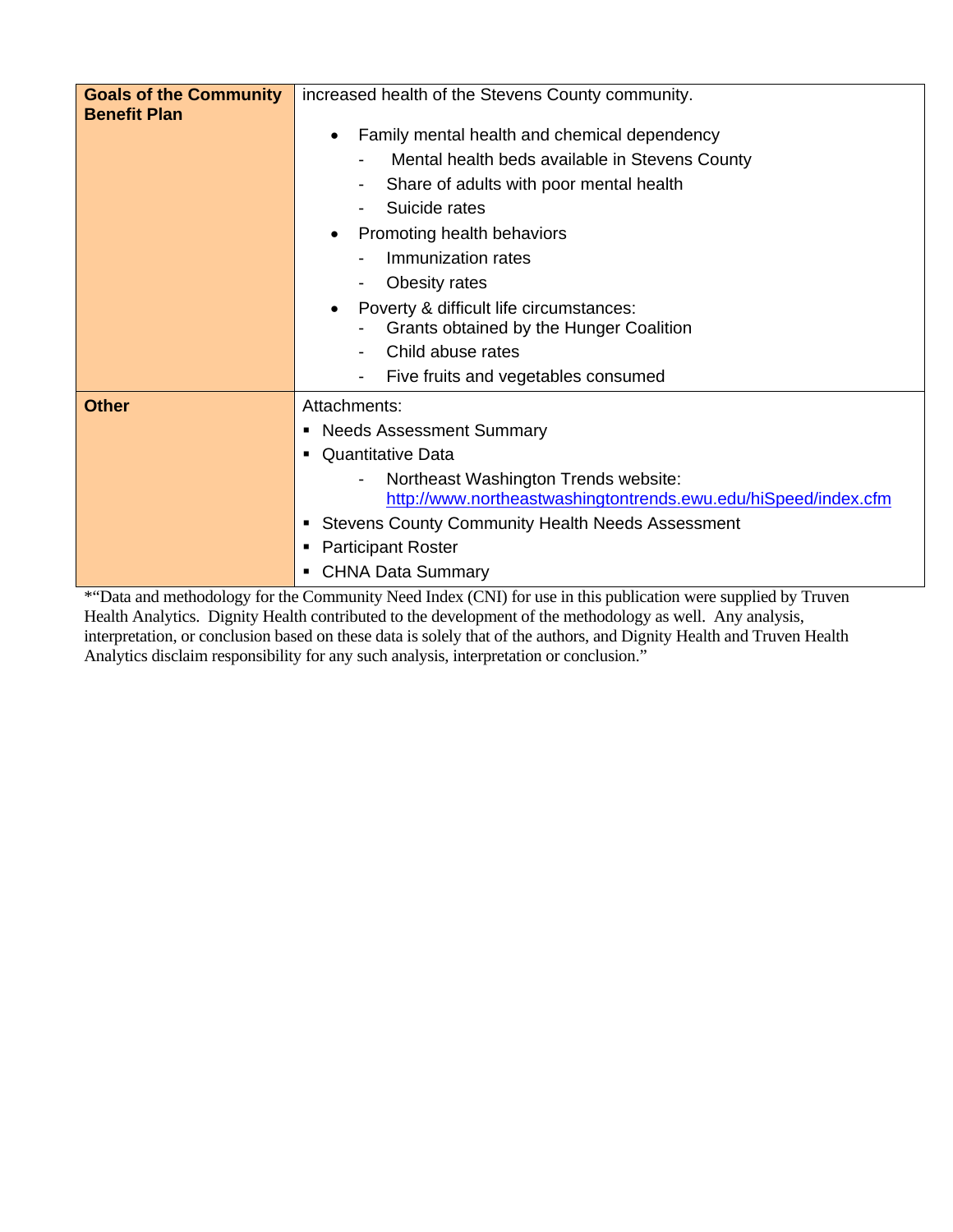| Goals of the Community Benefit Plan | increased health of the Stevens County community.<br><br>• Family mental health and chemical dependency<br>  - Mental health beds available in Stevens County<br>  - Share of adults with poor mental health<br>  - Suicide rates<br>• Promoting health behaviors<br>  - Immunization rates<br>  - Obesity rates<br>• Poverty & difficult life circumstances:<br>  - Grants obtained by the Hunger Coalition<br>  - Child abuse rates<br>  - Five fruits and vegetables consumed |
|---|---|
| **Other** | Attachments:<br>▪ Needs Assessment Summary<br>▪ Quantitative Data<br>  - Northeast Washington Trends website: [http://www.northeastwashingtontrends.ewu.edu/hiSpeed/index.cfm](http://www.northeastwashingtontrends.ewu.edu/hiSpeed/index.cfm)<br>▪ Stevens County Community Health Needs Assessment<br>▪ Participant Roster<br>▪ CHNA Data Summary |

*"Data and methodology for the Community Need Index (CNI) for use in this publication were supplied by Truven Health Analytics. Dignity Health contributed to the development of the methodology as well. Any analysis, interpretation, or conclusion based on these data is solely that of the authors, and Dignity Health and Truven Health Analytics disclaim responsibility for any such analysis, interpretation or conclusion."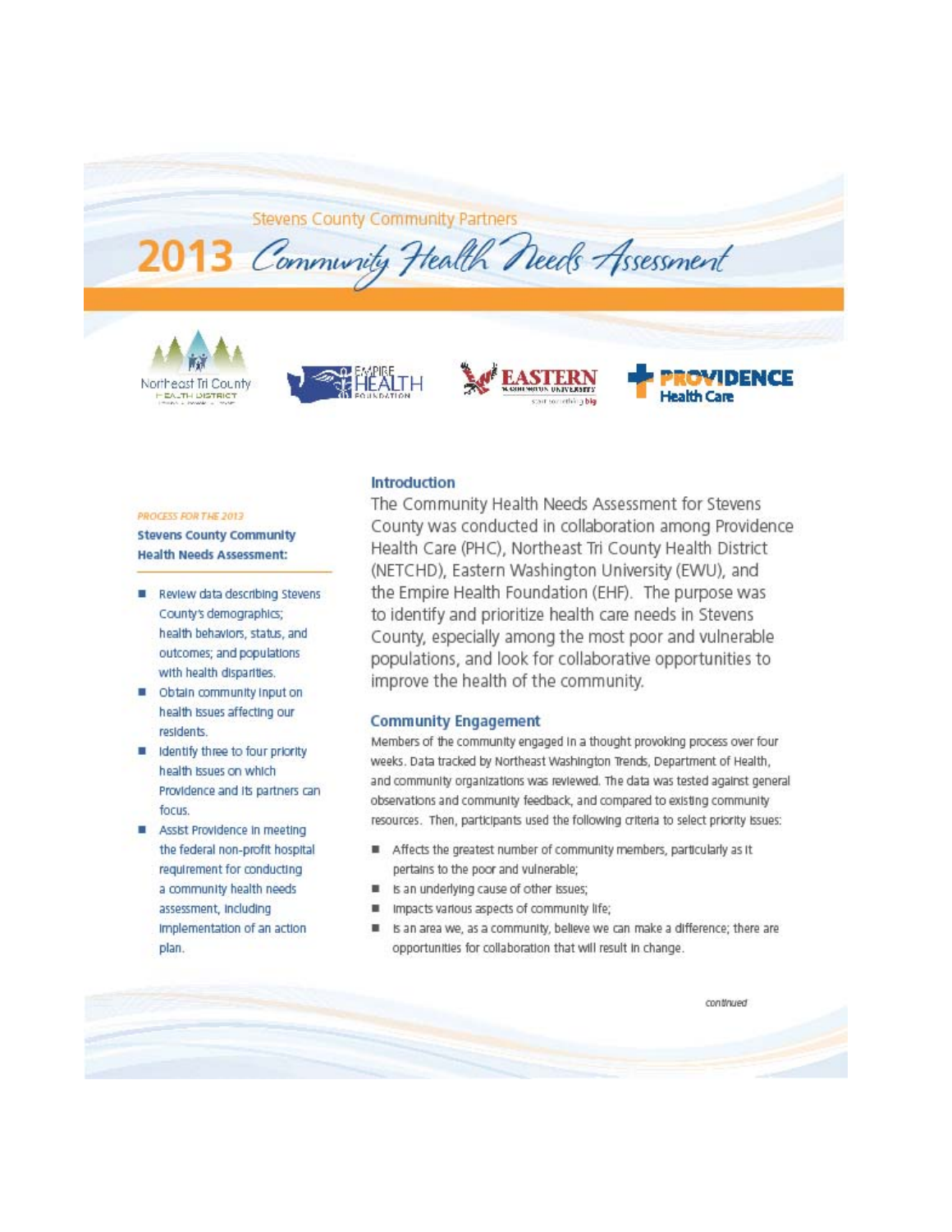Stevens County Community Partners

# 2013 Community Health Needs Assessment

*PROCESS FOR THE 2013*

**Stevens County Community Health Needs Assessment:**

- Review data describing Stevens County's demographics; health behaviors, status, and outcomes; and populations with health disparities.
- Obtain community input on health issues affecting our residents.
- Identify three to four priority health issues on which Providence and its partners can focus.
- Assist Providence in meeting the federal non-profit hospital requirement for conducting a community health needs assessment, including implementation of an action plan.

## Introduction

The Community Health Needs Assessment for Stevens County was conducted in collaboration among Providence Health Care (PHC), Northeast Tri County Health District (NETCHD), Eastern Washington University (EWU), and the Empire Health Foundation (EHF). The purpose was to identify and prioritize health care needs in Stevens County, especially among the most poor and vulnerable populations, and look for collaborative opportunities to improve the health of the community.

## Community Engagement

Members of the community engaged in a thought provoking process over four weeks. Data tracked by Northeast Washington Trends, Department of Health, and community organizations was reviewed. The data was tested against general observations and community feedback, and compared to existing community resources. Then, participants used the following criteria to select priority issues:

- Affects the greatest number of community members, particularly as it pertains to the poor and vulnerable;
- Is an underlying cause of other issues;
- Impacts various aspects of community life;
- Is an area we, as a community, believe we can make a difference; there are opportunities for collaboration that will result in change.

*continued*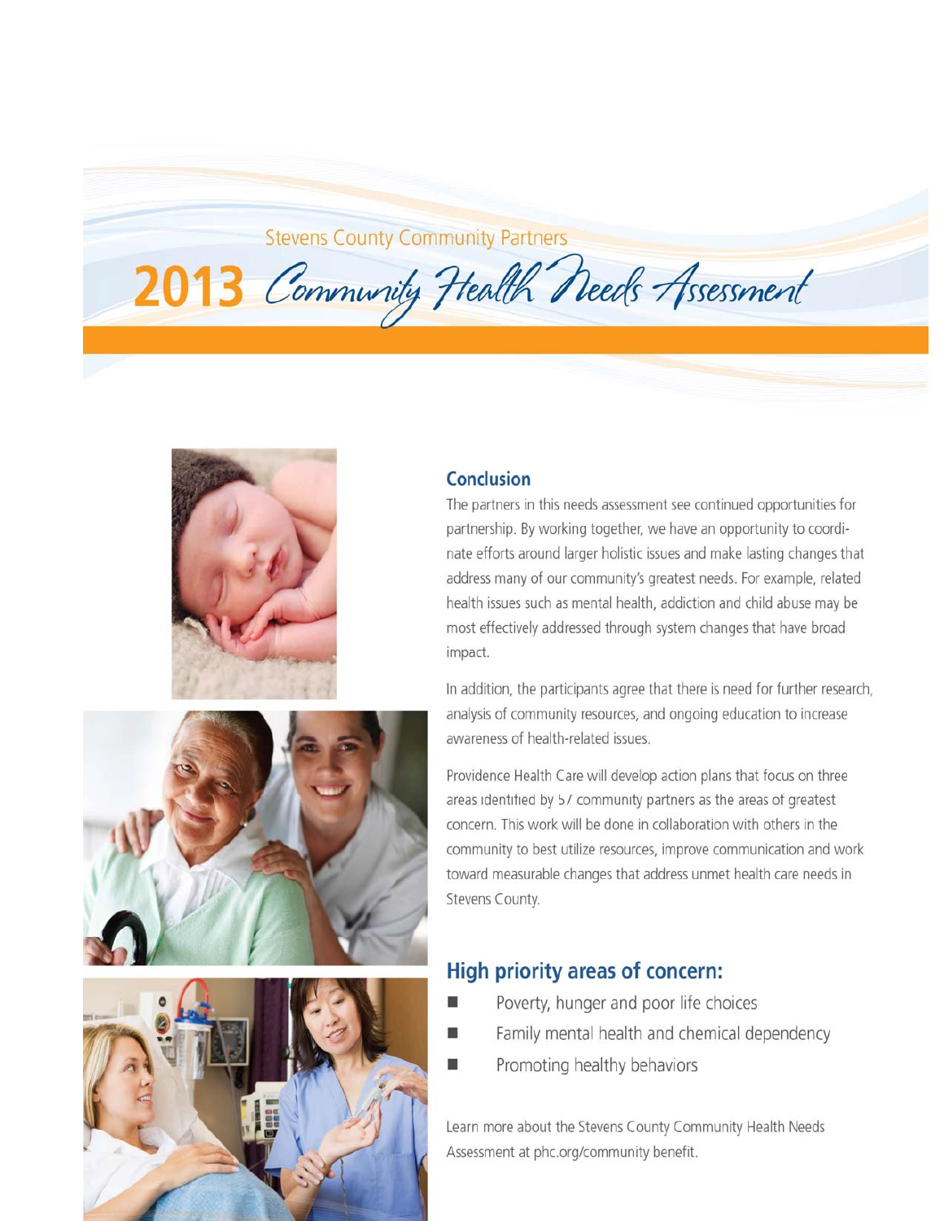Stevens County Community Partners

# 2013 Community Health Needs Assessment

## Conclusion

The partners in this needs assessment see continued opportunities for partnership. By working together, we have an opportunity to coordinate efforts around larger holistic issues and make lasting changes that address many of our community's greatest needs. For example, related health issues such as mental health, addiction and child abuse may be most effectively addressed through system changes that have broad impact.

In addition, the participants agree that there is need for further research, analysis of community resources, and ongoing education to increase awareness of health-related issues.

Providence Health Care will develop action plans that focus on three areas identified by 57 community partners as the areas of greatest concern. This work will be done in collaboration with others in the community to best utilize resources, improve communication and work toward measurable changes that address unmet health care needs in Stevens County.

## High priority areas of concern:

- Poverty, hunger and poor life choices
- Family mental health and chemical dependency
- Promoting healthy behaviors

Learn more about the Stevens County Community Health Needs Assessment at phc.org/community benefit.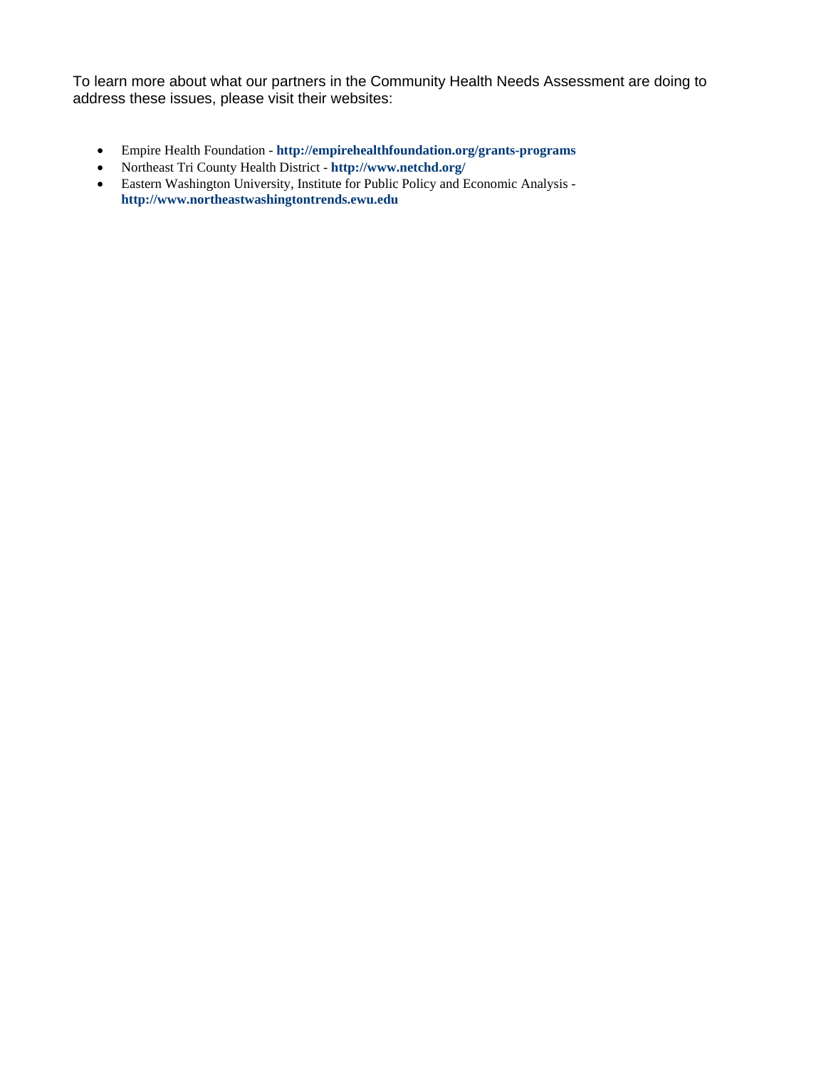To learn more about what our partners in the Community Health Needs Assessment are doing to address these issues, please visit their websites:

- Empire Health Foundation - **http://empirehealthfoundation.org/grants-programs**
- Northeast Tri County Health District - **http://www.netchd.org/**
- Eastern Washington University, Institute for Public Policy and Economic Analysis - **http://www.northeastwashingtontrends.ewu.edu**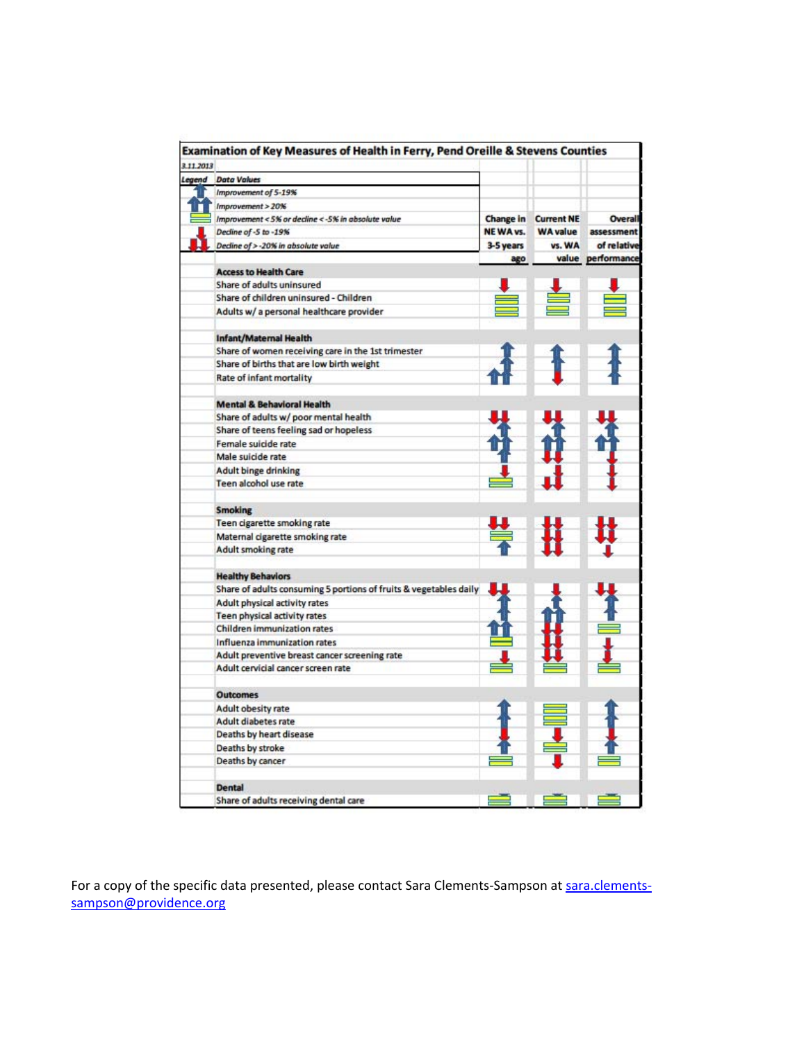## Examination of Key Measures of Health in Ferry, Pend Oreille & Stevens Counties

*3.11.2013*

| Legend | Data Values |
|---|---|
| ↑ | *Improvement of 5-19%* |
| ↑↑ | *Improvement > 20%* |
| = | *Improvement < 5% or decline < -5% in absolute value* |
| ↓ | *Decline of -5 to -19%* |
| ↓↓ | *Decline of > -20% in absolute value* |

| | Change in NE WA vs. 3-5 years ago | Current NE WA value vs. WA value | Overall assessment of relative performance |
|---|---|---|---|
| **Access to Health Care** | | | |
| Share of adults uninsured | ↓ | ↓ | ↓ |
| Share of children uninsured - Children | = | = | = |
| Adults w/ a personal healthcare provider | = | = | = |
| **Infant/Maternal Health** | | | |
| Share of women receiving care in the 1st trimester | ↑ | ↑ | ↑ |
| Share of births that are low birth weight | ↑ | ↑ | ↑ |
| Rate of infant mortality | ↑↑ | ↓ | ↑ |
| **Mental & Behavioral Health** | | | |
| Share of adults w/ poor mental health | ↓↓ | ↓↓ | ↓↓ |
| Share of teens feeling sad or hopeless | ↑ | ↑ | ↑ |
| Female suicide rate | ↑↑ | ↑↑ | ↑↑ |
| Male suicide rate | ↑ | ↓↓ | ↓ |
| Adult binge drinking | ↓ | ↓ | ↓ |
| Teen alcohol use rate | = | ↓↓ | ↓ |
| **Smoking** | | | |
| Teen cigarette smoking rate | ↓↓ | ↓↓ | ↓↓ |
| Maternal cigarette smoking rate | = | ↓↓ | ↓↓ |
| Adult smoking rate | ↑ | ↓↓ | ↓ |
| **Healthy Behaviors** | | | |
| Share of adults consuming 5 portions of fruits & vegetables daily | ↓↓ | ↓ | ↓↓ |
| Adult physical activity rates | ↑ | ↑ | ↑ |
| Teen physical activity rates | ↑ | ↑↑ | ↑ |
| Children immunization rates | ↑↑ | ↓↓ | = |
| Influenza immunization rates | = | ↓↓ | ↓ |
| Adult preventive breast cancer screening rate | ↓ | ↓↓ | ↓ |
| Adult cervicial cancer screen rate | = | = | = |
| **Outcomes** | | | |
| Adult obesity rate | ↑ | = | ↑ |
| Adult diabetes rate | ↑ | = | ↑ |
| Deaths by heart disease | ↓ | ↓ | ↓ |
| Deaths by stroke | ↑ | = | ↑ |
| Deaths by cancer | = | ↓ | = |
| **Dental** | | | |
| Share of adults receiving dental care | = | = | = |

For a copy of the specific data presented, please contact Sara Clements-Sampson at [sara.clements-sampson@providence.org](mailto:sara.clements-sampson@providence.org)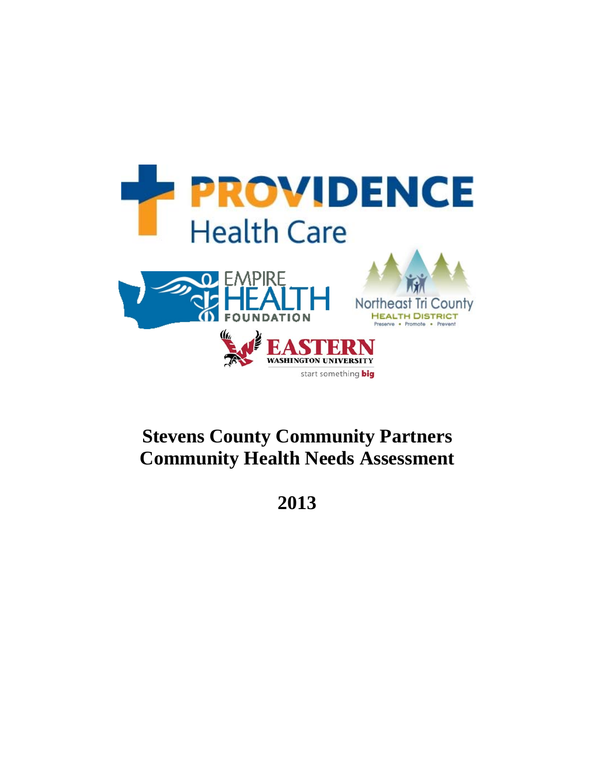PROVIDENCE

Health Care

EMPIRE HEALTH FOUNDATION

Northeast Tri County HEALTH DISTRICT

Preserve • Promote • Prevent

EASTERN WASHINGTON UNIVERSITY

start something big

# Stevens County Community Partners Community Health Needs Assessment

# 2013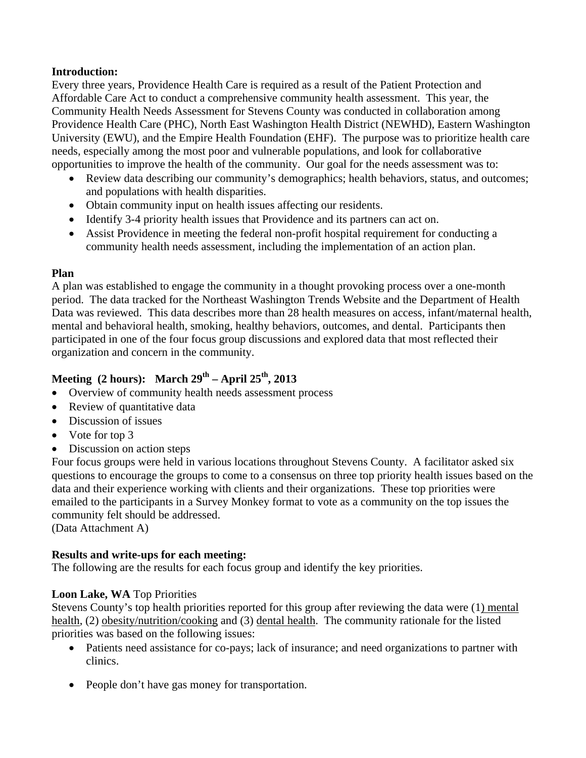**Introduction:**
Every three years, Providence Health Care is required as a result of the Patient Protection and Affordable Care Act to conduct a comprehensive community health assessment. This year, the Community Health Needs Assessment for Stevens County was conducted in collaboration among Providence Health Care (PHC), North East Washington Health District (NEWHD), Eastern Washington University (EWU), and the Empire Health Foundation (EHF). The purpose was to prioritize health care needs, especially among the most poor and vulnerable populations, and look for collaborative opportunities to improve the health of the community. Our goal for the needs assessment was to:

- Review data describing our community's demographics; health behaviors, status, and outcomes; and populations with health disparities.
- Obtain community input on health issues affecting our residents.
- Identify 3-4 priority health issues that Providence and its partners can act on.
- Assist Providence in meeting the federal non-profit hospital requirement for conducting a community health needs assessment, including the implementation of an action plan.

**Plan**
A plan was established to engage the community in a thought provoking process over a one-month period. The data tracked for the Northeast Washington Trends Website and the Department of Health Data was reviewed. This data describes more than 28 health measures on access, infant/maternal health, mental and behavioral health, smoking, healthy behaviors, outcomes, and dental. Participants then participated in one of the four focus group discussions and explored data that most reflected their organization and concern in the community.

**Meeting (2 hours): March 29th – April 25th, 2013**

- Overview of community health needs assessment process
- Review of quantitative data
- Discussion of issues
- Vote for top 3
- Discussion on action steps

Four focus groups were held in various locations throughout Stevens County. A facilitator asked six questions to encourage the groups to come to a consensus on three top priority health issues based on the data and their experience working with clients and their organizations. These top priorities were emailed to the participants in a Survey Monkey format to vote as a community on the top issues the community felt should be addressed.
(Data Attachment A)

**Results and write-ups for each meeting:**
The following are the results for each focus group and identify the key priorities.

**Loon Lake, WA** Top Priorities
Stevens County's top health priorities reported for this group after reviewing the data were (1) mental health, (2) obesity/nutrition/cooking and (3) dental health. The community rationale for the listed priorities was based on the following issues:

- Patients need assistance for co-pays; lack of insurance; and need organizations to partner with clinics.
- People don't have gas money for transportation.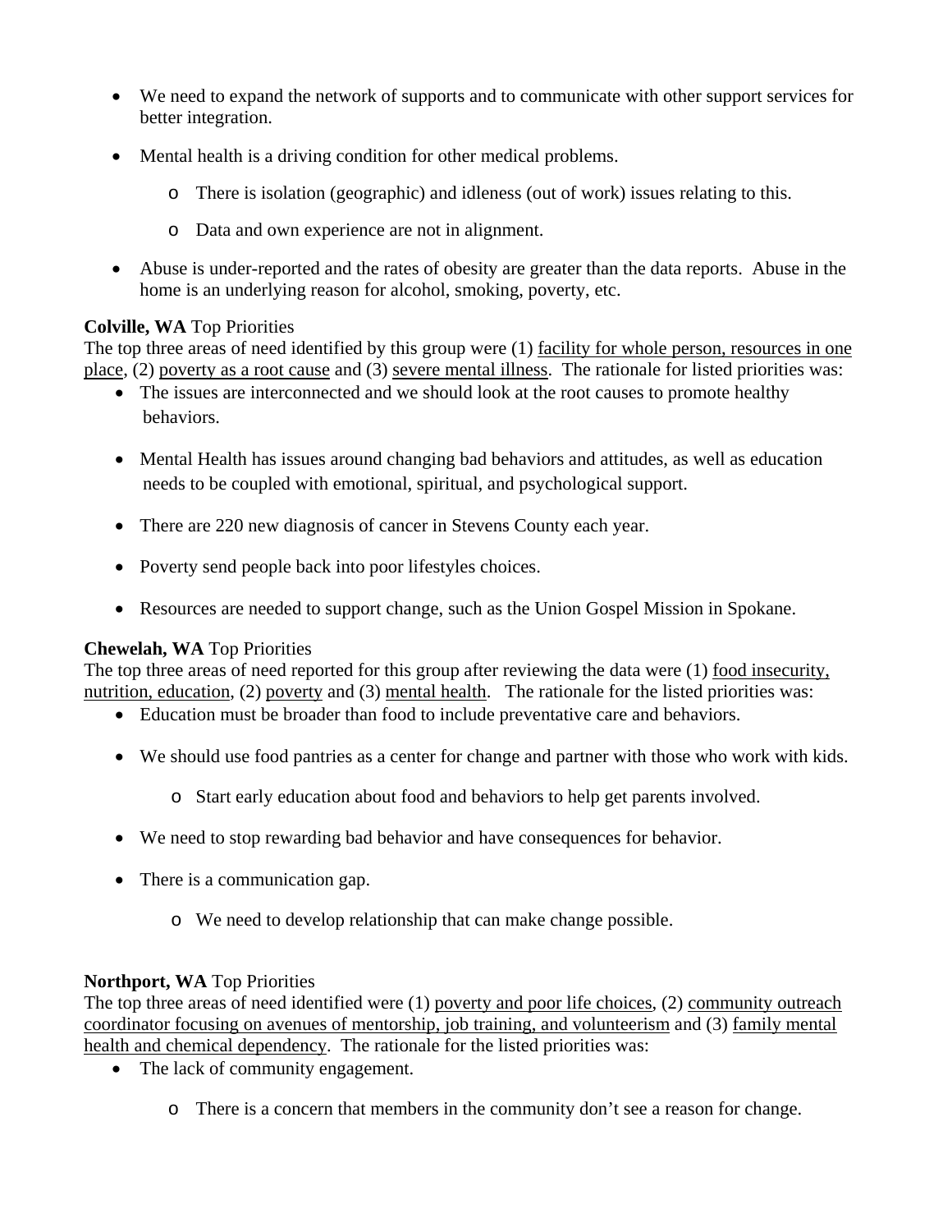- We need to expand the network of supports and to communicate with other support services for better integration.
- Mental health is a driving condition for other medical problems.
  - There is isolation (geographic) and idleness (out of work) issues relating to this.
  - Data and own experience are not in alignment.
- Abuse is under-reported and the rates of obesity are greater than the data reports. Abuse in the home is an underlying reason for alcohol, smoking, poverty, etc.

**Colville, WA** Top Priorities

The top three areas of need identified by this group were (1) facility for whole person, resources in one place, (2) poverty as a root cause and (3) severe mental illness. The rationale for listed priorities was:

- The issues are interconnected and we should look at the root causes to promote healthy behaviors.
- Mental Health has issues around changing bad behaviors and attitudes, as well as education needs to be coupled with emotional, spiritual, and psychological support.
- There are 220 new diagnosis of cancer in Stevens County each year.
- Poverty send people back into poor lifestyles choices.
- Resources are needed to support change, such as the Union Gospel Mission in Spokane.

**Chewelah, WA** Top Priorities

The top three areas of need reported for this group after reviewing the data were (1) food insecurity, nutrition, education, (2) poverty and (3) mental health. The rationale for the listed priorities was:

- Education must be broader than food to include preventative care and behaviors.
- We should use food pantries as a center for change and partner with those who work with kids.
  - Start early education about food and behaviors to help get parents involved.
- We need to stop rewarding bad behavior and have consequences for behavior.
- There is a communication gap.
  - We need to develop relationship that can make change possible.

**Northport, WA** Top Priorities

The top three areas of need identified were (1) poverty and poor life choices, (2) community outreach coordinator focusing on avenues of mentorship, job training, and volunteerism and (3) family mental health and chemical dependency. The rationale for the listed priorities was:

- The lack of community engagement.
  - There is a concern that members in the community don't see a reason for change.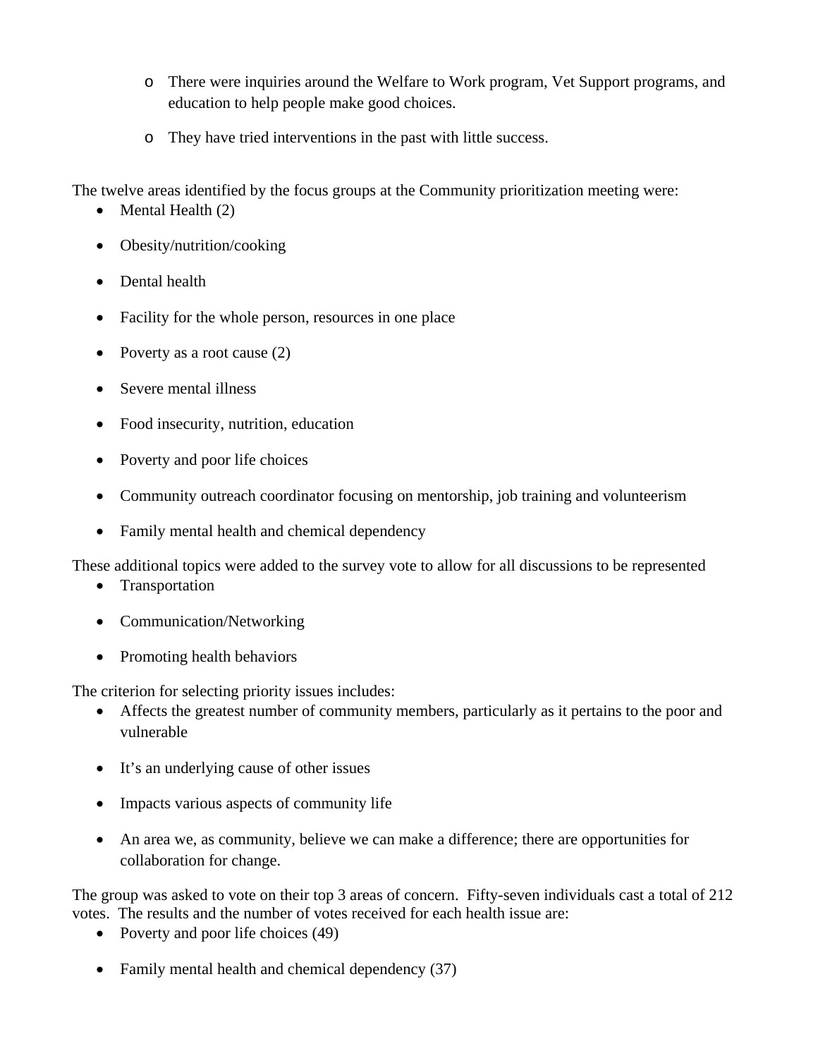- There were inquiries around the Welfare to Work program, Vet Support programs, and education to help people make good choices.
- They have tried interventions in the past with little success.

The twelve areas identified by the focus groups at the Community prioritization meeting were:

- Mental Health (2)
- Obesity/nutrition/cooking
- Dental health
- Facility for the whole person, resources in one place
- Poverty as a root cause (2)
- Severe mental illness
- Food insecurity, nutrition, education
- Poverty and poor life choices
- Community outreach coordinator focusing on mentorship, job training and volunteerism
- Family mental health and chemical dependency

These additional topics were added to the survey vote to allow for all discussions to be represented

- Transportation
- Communication/Networking
- Promoting health behaviors

The criterion for selecting priority issues includes:

- Affects the greatest number of community members, particularly as it pertains to the poor and vulnerable
- It's an underlying cause of other issues
- Impacts various aspects of community life
- An area we, as community, believe we can make a difference; there are opportunities for collaboration for change.

The group was asked to vote on their top 3 areas of concern. Fifty-seven individuals cast a total of 212 votes. The results and the number of votes received for each health issue are:

- Poverty and poor life choices (49)
- Family mental health and chemical dependency (37)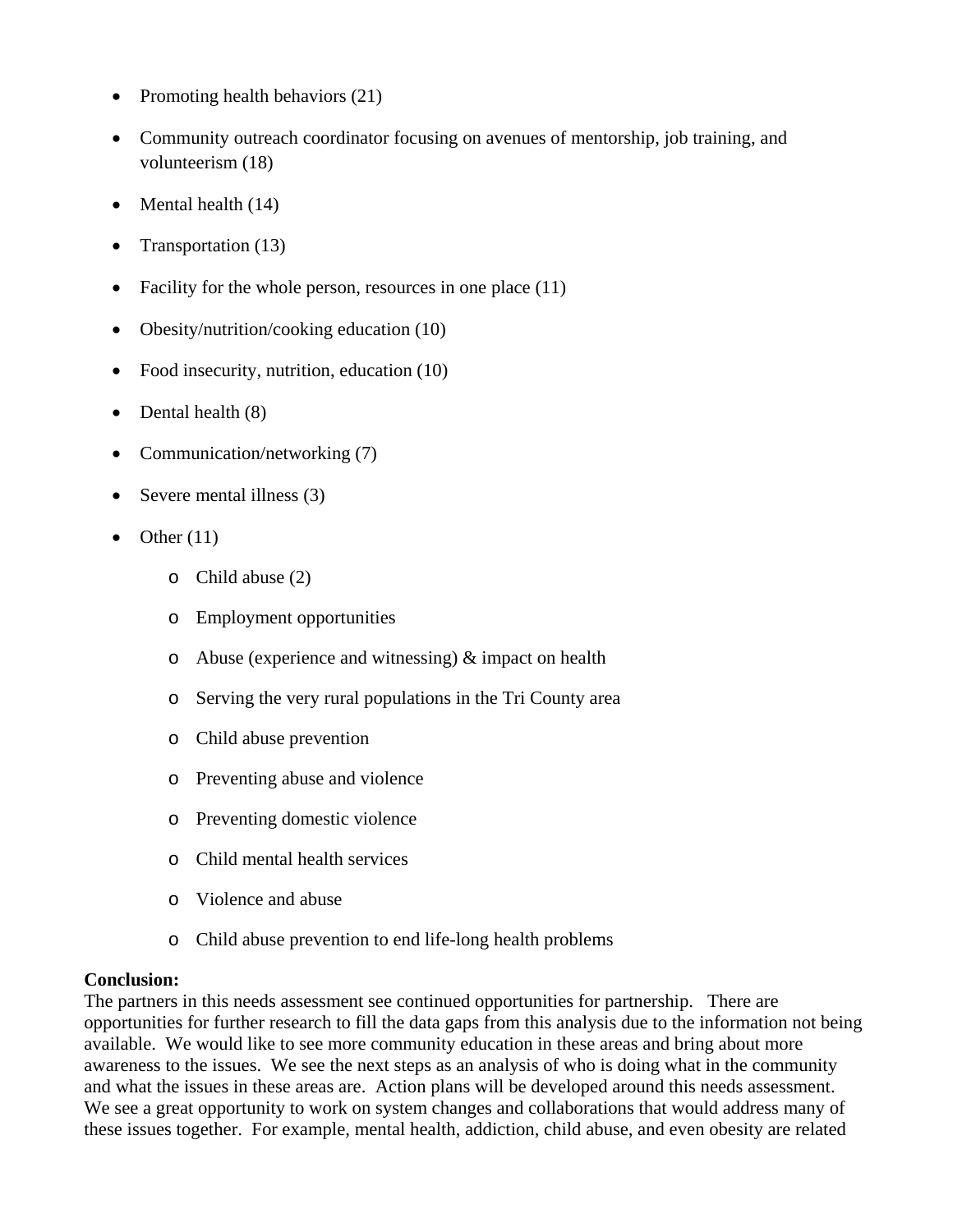- Promoting health behaviors (21)
- Community outreach coordinator focusing on avenues of mentorship, job training, and volunteerism (18)
- Mental health (14)
- Transportation (13)
- Facility for the whole person, resources in one place (11)
- Obesity/nutrition/cooking education (10)
- Food insecurity, nutrition, education (10)
- Dental health (8)
- Communication/networking (7)
- Severe mental illness (3)
- Other (11)
    - Child abuse (2)
    - Employment opportunities
    - Abuse (experience and witnessing) & impact on health
    - Serving the very rural populations in the Tri County area
    - Child abuse prevention
    - Preventing abuse and violence
    - Preventing domestic violence
    - Child mental health services
    - Violence and abuse
    - Child abuse prevention to end life-long health problems

**Conclusion:**
The partners in this needs assessment see continued opportunities for partnership. There are opportunities for further research to fill the data gaps from this analysis due to the information not being available. We would like to see more community education in these areas and bring about more awareness to the issues. We see the next steps as an analysis of who is doing what in the community and what the issues in these areas are. Action plans will be developed around this needs assessment. We see a great opportunity to work on system changes and collaborations that would address many of these issues together. For example, mental health, addiction, child abuse, and even obesity are related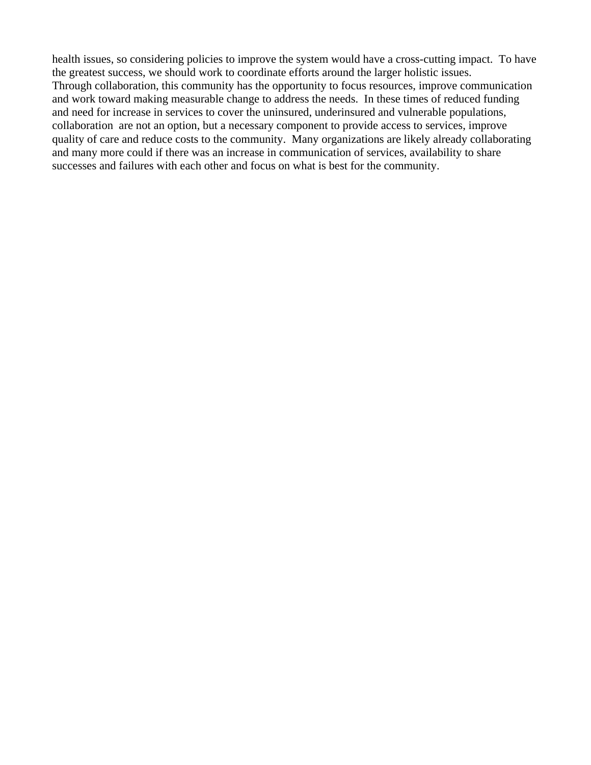health issues, so considering policies to improve the system would have a cross-cutting impact. To have the greatest success, we should work to coordinate efforts around the larger holistic issues.

Through collaboration, this community has the opportunity to focus resources, improve communication and work toward making measurable change to address the needs. In these times of reduced funding and need for increase in services to cover the uninsured, underinsured and vulnerable populations, collaboration are not an option, but a necessary component to provide access to services, improve quality of care and reduce costs to the community. Many organizations are likely already collaborating and many more could if there was an increase in communication of services, availability to share successes and failures with each other and focus on what is best for the community.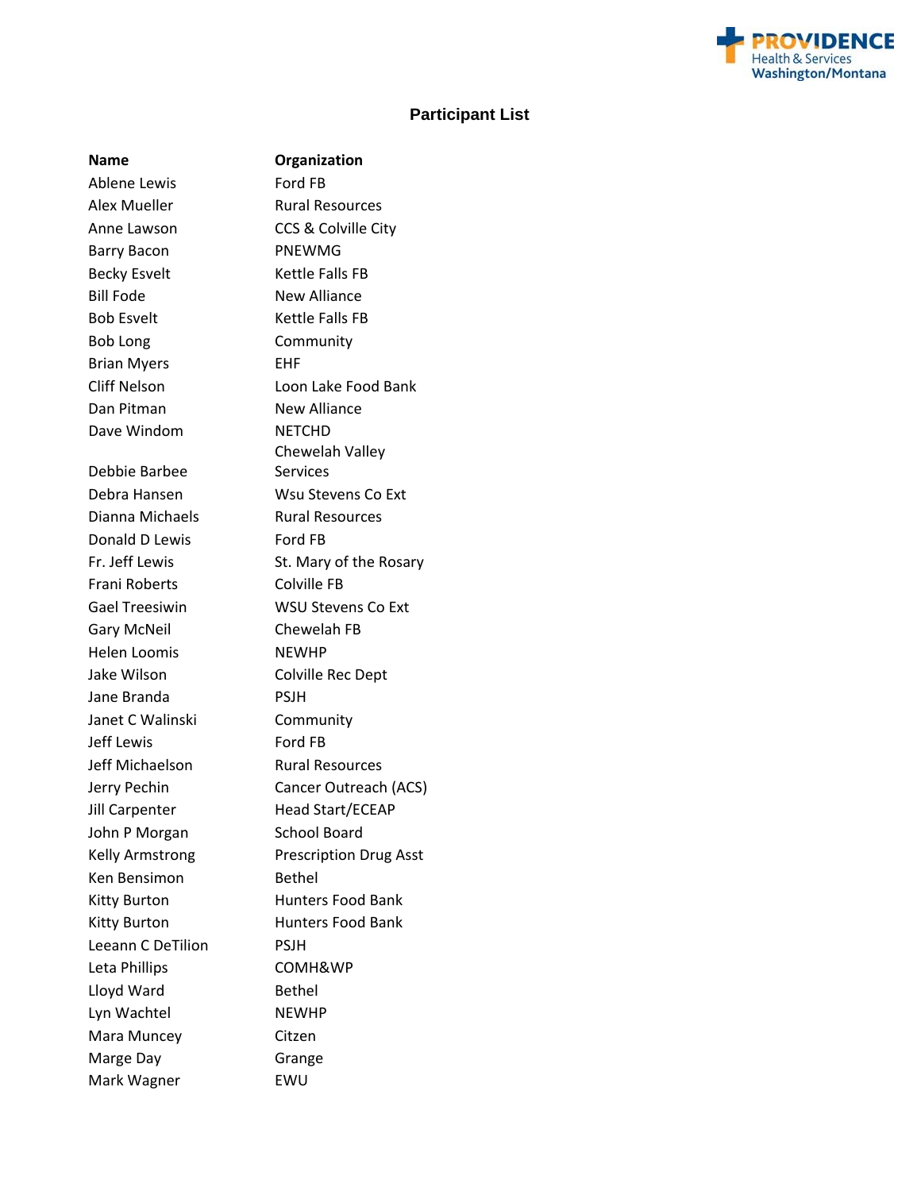## Participant List

| Name | Organization |
| --- | --- |
| Ablene Lewis | Ford FB |
| Alex Mueller | Rural Resources |
| Anne Lawson | CCS & Colville City |
| Barry Bacon | PNEWMG |
| Becky Esvelt | Kettle Falls FB |
| Bill Fode | New Alliance |
| Bob Esvelt | Kettle Falls FB |
| Bob Long | Community |
| Brian Myers | EHF |
| Cliff Nelson | Loon Lake Food Bank |
| Dan Pitman | New Alliance |
| Dave Windom | NETCHD |
| Debbie Barbee | Chewelah Valley Services |
| Debra Hansen | Wsu Stevens Co Ext |
| Dianna Michaels | Rural Resources |
| Donald D Lewis | Ford FB |
| Fr. Jeff Lewis | St. Mary of the Rosary |
| Frani Roberts | Colville FB |
| Gael Treesiwin | WSU Stevens Co Ext |
| Gary McNeil | Chewelah FB |
| Helen Loomis | NEWHP |
| Jake Wilson | Colville Rec Dept |
| Jane Branda | PSJH |
| Janet C Walinski | Community |
| Jeff Lewis | Ford FB |
| Jeff Michaelson | Rural Resources |
| Jerry Pechin | Cancer Outreach (ACS) |
| Jill Carpenter | Head Start/ECEAP |
| John P Morgan | School Board |
| Kelly Armstrong | Prescription Drug Asst |
| Ken Bensimon | Bethel |
| Kitty Burton | Hunters Food Bank |
| Kitty Burton | Hunters Food Bank |
| Leeann C DeTilion | PSJH |
| Leta Phillips | COMH&WP |
| Lloyd Ward | Bethel |
| Lyn Wachtel | NEWHP |
| Mara Muncey | Citzen |
| Marge Day | Grange |
| Mark Wagner | EWU |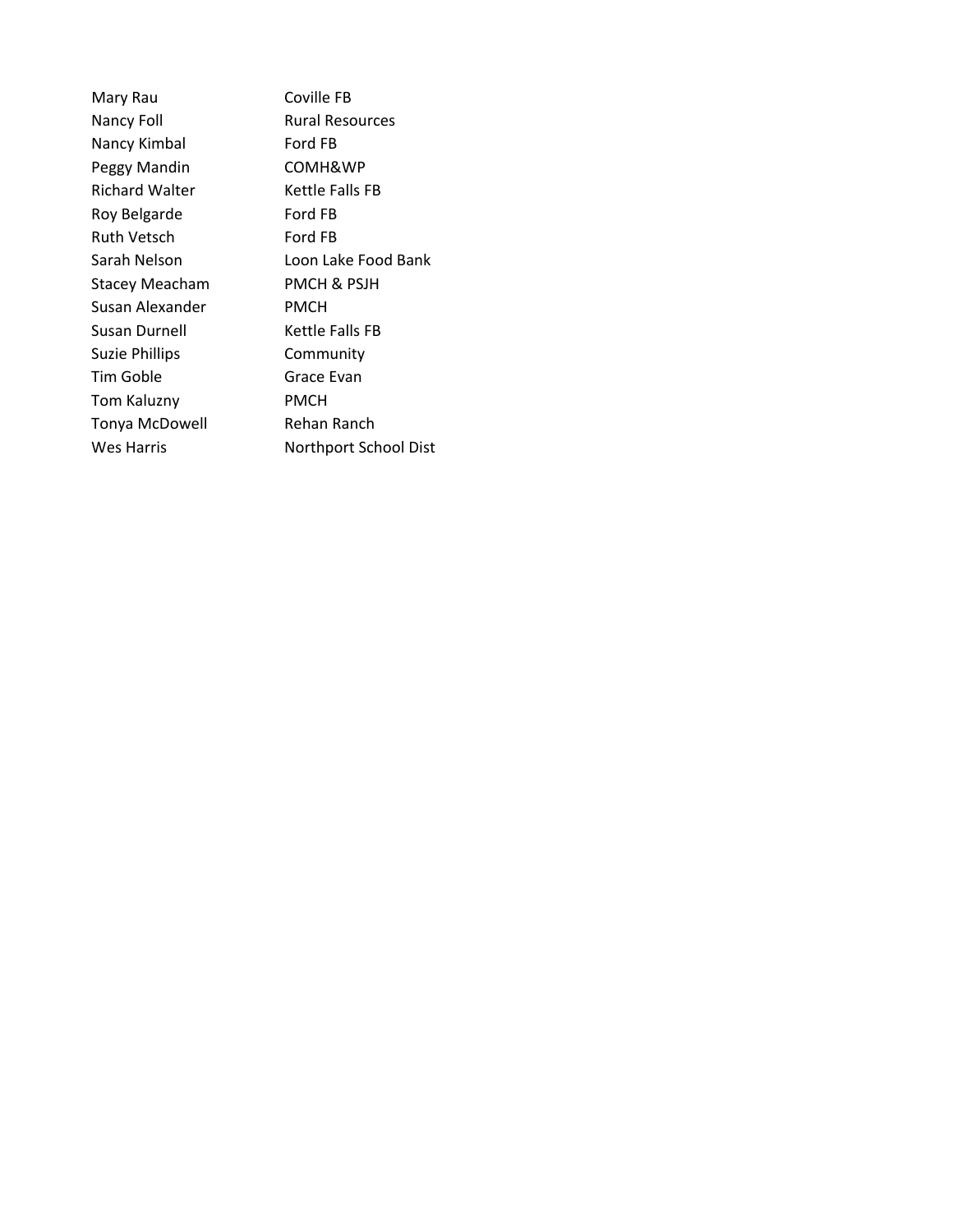| | |
|---|---|
| Mary Rau | Coville FB |
| Nancy Foll | Rural Resources |
| Nancy Kimbal | Ford FB |
| Peggy Mandin | COMH&WP |
| Richard Walter | Kettle Falls FB |
| Roy Belgarde | Ford FB |
| Ruth Vetsch | Ford FB |
| Sarah Nelson | Loon Lake Food Bank |
| Stacey Meacham | PMCH & PSJH |
| Susan Alexander | PMCH |
| Susan Durnell | Kettle Falls FB |
| Suzie Phillips | Community |
| Tim Goble | Grace Evan |
| Tom Kaluzny | PMCH |
| Tonya McDowell | Rehan Ranch |
| Wes Harris | Northport School Dist |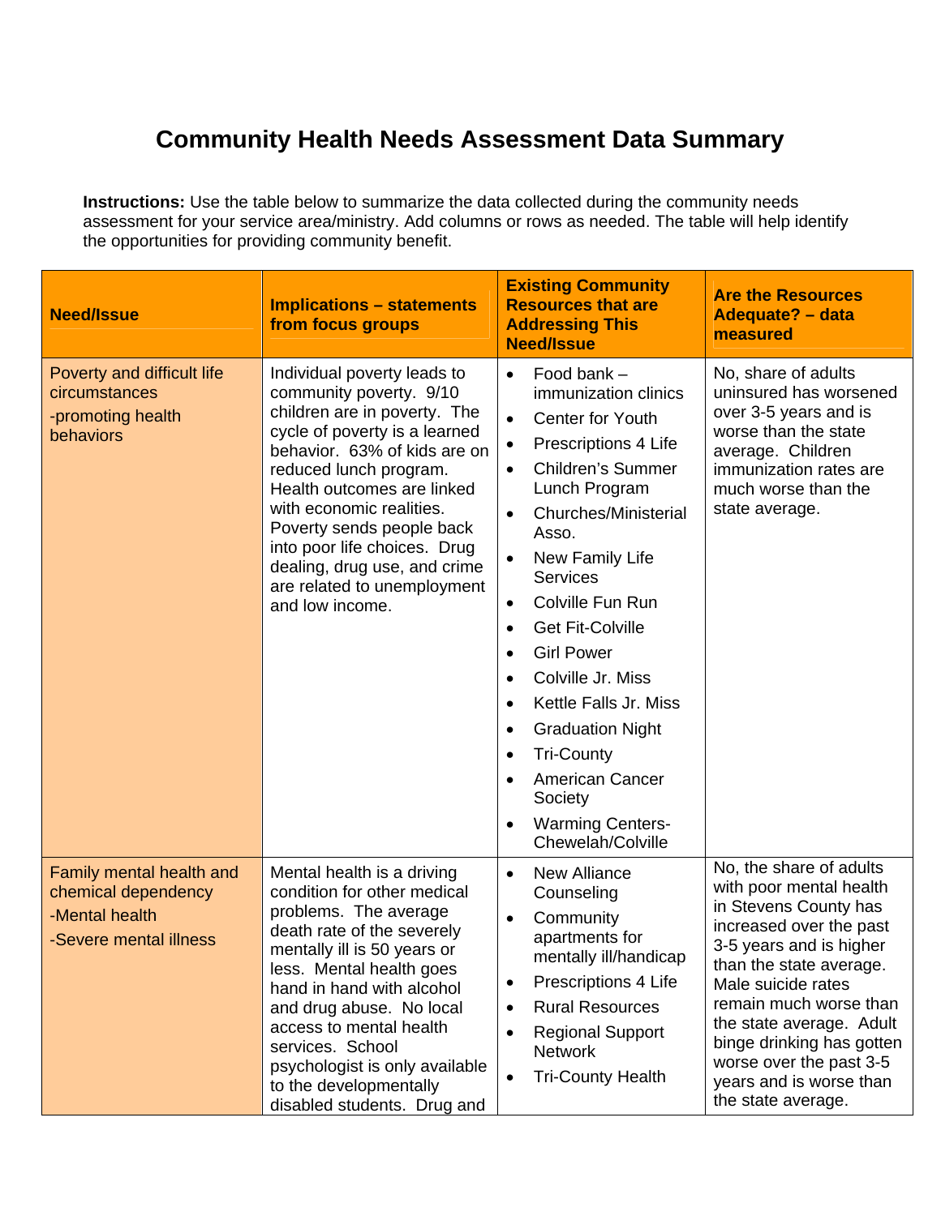# Community Health Needs Assessment Data Summary

**Instructions:** Use the table below to summarize the data collected during the community needs assessment for your service area/ministry. Add columns or rows as needed. The table will help identify the opportunities for providing community benefit.

| Need/Issue | Implications – statements from focus groups | Existing Community Resources that are Addressing This Need/Issue | Are the Resources Adequate? – data measured |
|---|---|---|---|
| Poverty and difficult life circumstances<br>-promoting health behaviors | Individual poverty leads to community poverty. 9/10 children are in poverty. The cycle of poverty is a learned behavior. 63% of kids are on reduced lunch program. Health outcomes are linked with economic realities. Poverty sends people back into poor life choices. Drug dealing, drug use, and crime are related to unemployment and low income. | • Food bank – immunization clinics<br>• Center for Youth<br>• Prescriptions 4 Life<br>• Children's Summer Lunch Program<br>• Churches/Ministerial Asso.<br>• New Family Life Services<br>• Colville Fun Run<br>• Get Fit-Colville<br>• Girl Power<br>• Colville Jr. Miss<br>• Kettle Falls Jr. Miss<br>• Graduation Night<br>• Tri-County<br>• American Cancer Society<br>• Warming Centers-Chewelah/Colville | No, share of adults uninsured has worsened over 3-5 years and is worse than the state average. Children immunization rates are much worse than the state average. |
| Family mental health and chemical dependency<br>-Mental health<br>-Severe mental illness | Mental health is a driving condition for other medical problems. The average death rate of the severely mentally ill is 50 years or less. Mental health goes hand in hand with alcohol and drug abuse. No local access to mental health services. School psychologist is only available to the developmentally disabled students. Drug and | • New Alliance Counseling<br>• Community apartments for mentally ill/handicap<br>• Prescriptions 4 Life<br>• Rural Resources<br>• Regional Support Network<br>• Tri-County Health | No, the share of adults with poor mental health in Stevens County has increased over the past 3-5 years and is higher than the state average. Male suicide rates remain much worse than the state average. Adult binge drinking has gotten worse over the past 3-5 years and is worse than the state average. |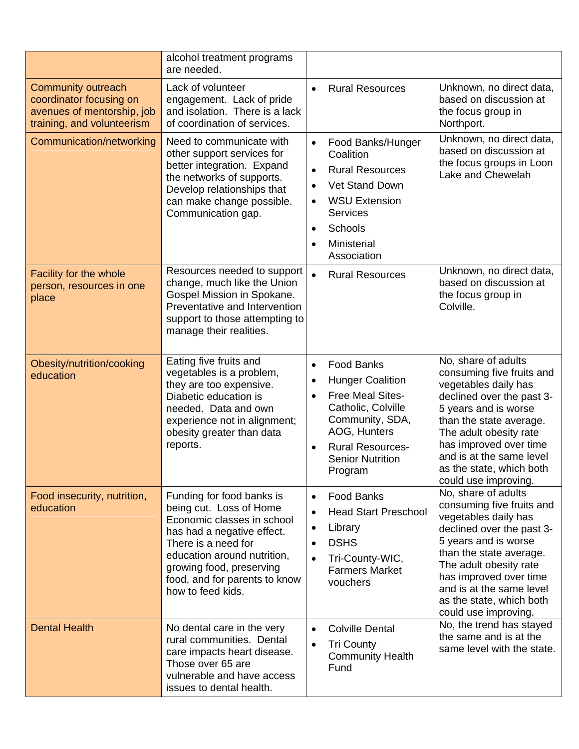| | | | |
|---|---|---|---|
| | alcohol treatment programs are needed. | | |
| Community outreach coordinator focusing on avenues of mentorship, job training, and volunteerism | Lack of volunteer engagement. Lack of pride and isolation. There is a lack of coordination of services. | • Rural Resources | Unknown, no direct data, based on discussion at the focus group in Northport. |
| Communication/networking | Need to communicate with other support services for better integration. Expand the networks of supports. Develop relationships that can make change possible. Communication gap. | • Food Banks/Hunger Coalition<br>• Rural Resources<br>• Vet Stand Down<br>• WSU Extension Services<br>• Schools<br>• Ministerial Association | Unknown, no direct data, based on discussion at the focus groups in Loon Lake and Chewelah |
| Facility for the whole person, resources in one place | Resources needed to support change, much like the Union Gospel Mission in Spokane. Preventative and Intervention support to those attempting to manage their realities. | • Rural Resources | Unknown, no direct data, based on discussion at the focus group in Colville. |
| Obesity/nutrition/cooking education | Eating five fruits and vegetables is a problem, they are too expensive. Diabetic education is needed. Data and own experience not in alignment; obesity greater than data reports. | • Food Banks<br>• Hunger Coalition<br>• Free Meal Sites- Catholic, Colville Community, SDA, AOG, Hunters<br>• Rural Resources- Senior Nutrition Program | No, share of adults consuming five fruits and vegetables daily has declined over the past 3-5 years and is worse than the state average. The adult obesity rate has improved over time and is at the same level as the state, which both could use improving. |
| Food insecurity, nutrition, education | Funding for food banks is being cut. Loss of Home Economic classes in school has had a negative effect. There is a need for education around nutrition, growing food, preserving food, and for parents to know how to feed kids. | • Food Banks<br>• Head Start Preschool<br>• Library<br>• DSHS<br>• Tri-County-WIC, Farmers Market vouchers | No, share of adults consuming five fruits and vegetables daily has declined over the past 3-5 years and is worse than the state average. The adult obesity rate has improved over time and is at the same level as the state, which both could use improving. |
| Dental Health | No dental care in the very rural communities. Dental care impacts heart disease. Those over 65 are vulnerable and have access issues to dental health. | • Colville Dental<br>• Tri County Community Health Fund | No, the trend has stayed the same and is at the same level with the state. |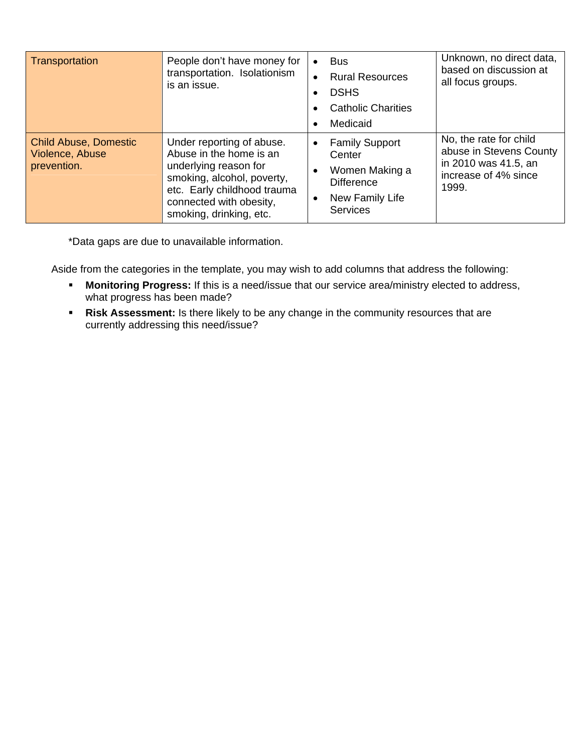| | | | |
|---|---|---|---|
| Transportation | People don't have money for transportation. Isolationism is an issue. | • Bus<br>• Rural Resources<br>• DSHS<br>• Catholic Charities<br>• Medicaid | Unknown, no direct data, based on discussion at all focus groups. |
| Child Abuse, Domestic Violence, Abuse prevention. | Under reporting of abuse. Abuse in the home is an underlying reason for smoking, alcohol, poverty, etc. Early childhood trauma connected with obesity, smoking, drinking, etc. | • Family Support Center<br>• Women Making a Difference<br>• New Family Life Services | No, the rate for child abuse in Stevens County in 2010 was 41.5, an increase of 4% since 1999. |

*Data gaps are due to unavailable information.

Aside from the categories in the template, you may wish to add columns that address the following:

- **Monitoring Progress:** If this is a need/issue that our service area/ministry elected to address, what progress has been made?
- **Risk Assessment:** Is there likely to be any change in the community resources that are currently addressing this need/issue?